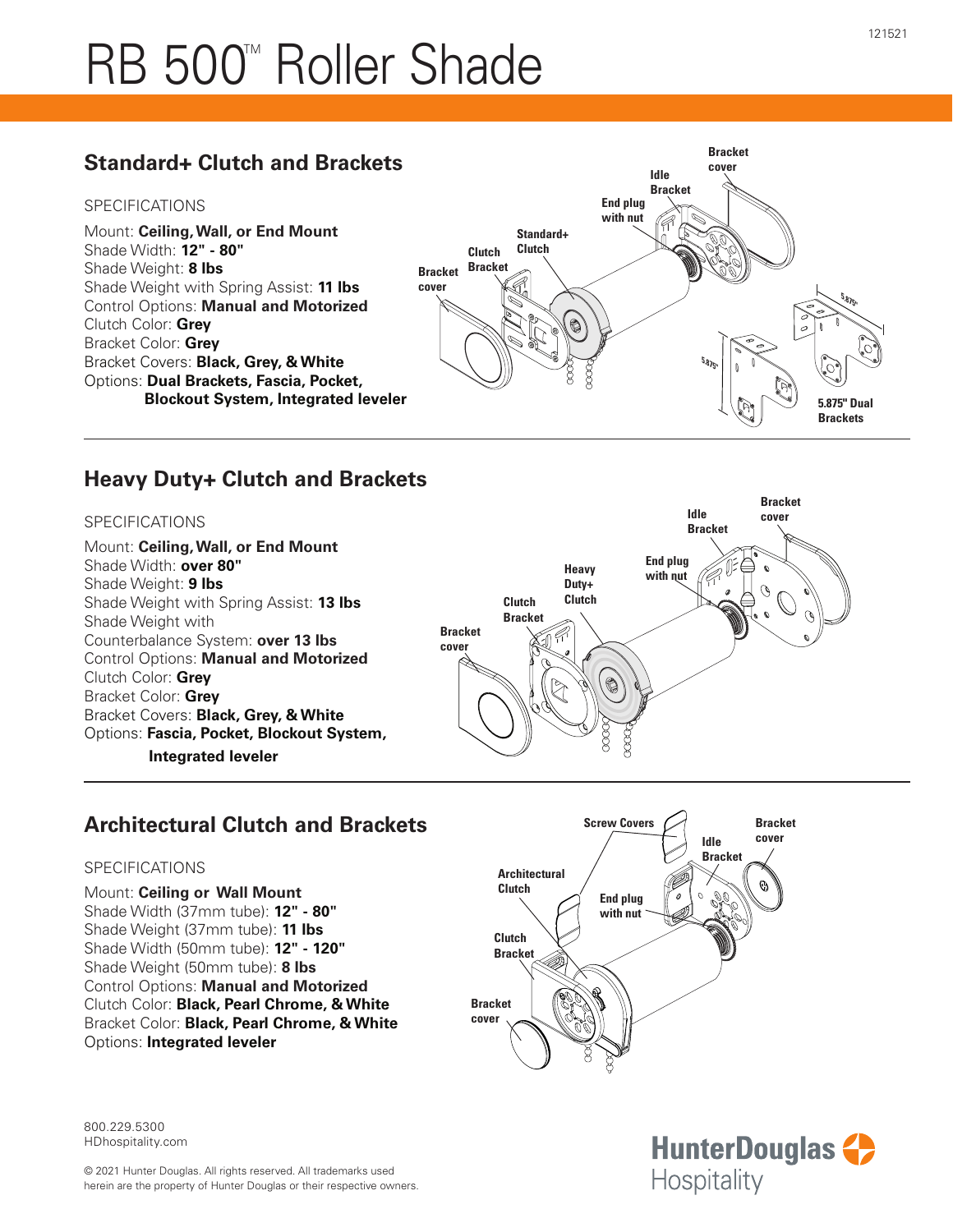# RB 500™ Roller Shade

## Standard+ Clutch and Brackets

SPECIFICATIONS

Mount: **Ceiling, Wall, or End Mount**
Shade Width: **12" - 80"**
Shade Weight: **8 lbs**
Shade Weight with Spring Assist: **11 lbs**
Control Options: **Manual and Motorized**
Clutch Color: **Grey**
Bracket Color: **Grey**
Bracket Covers: **Black, Grey, & White**
Options: **Dual Brackets, Fascia, Pocket, Blockout System, Integrated leveler**

## Heavy Duty+ Clutch and Brackets

SPECIFICATIONS

Mount: **Ceiling, Wall, or End Mount**
Shade Width: **over 80"**
Shade Weight: **9 lbs**
Shade Weight with Spring Assist: **13 lbs**
Shade Weight with Counterbalance System: **over 13 lbs**
Control Options: **Manual and Motorized**
Clutch Color: **Grey**
Bracket Color: **Grey**
Bracket Covers: **Black, Grey, & White**
Options: **Fascia, Pocket, Blockout System, Integrated leveler**

## Architectural Clutch and Brackets

SPECIFICATIONS

Mount: **Ceiling or Wall Mount**
Shade Width (37mm tube): **12" - 80"**
Shade Weight (37mm tube): **11 lbs**
Shade Width (50mm tube): **12" - 120"**
Shade Weight (50mm tube): **8 lbs**
Control Options: **Manual and Motorized**
Clutch Color: **Black, Pearl Chrome, & White**
Bracket Color: **Black, Pearl Chrome, & White**
Options: **Integrated leveler**

800.229.5300
HDhospitality.com

© 2021 Hunter Douglas. All rights reserved. All trademarks used herein are the property of Hunter Douglas or their respective owners.

HunterDouglas Hospitality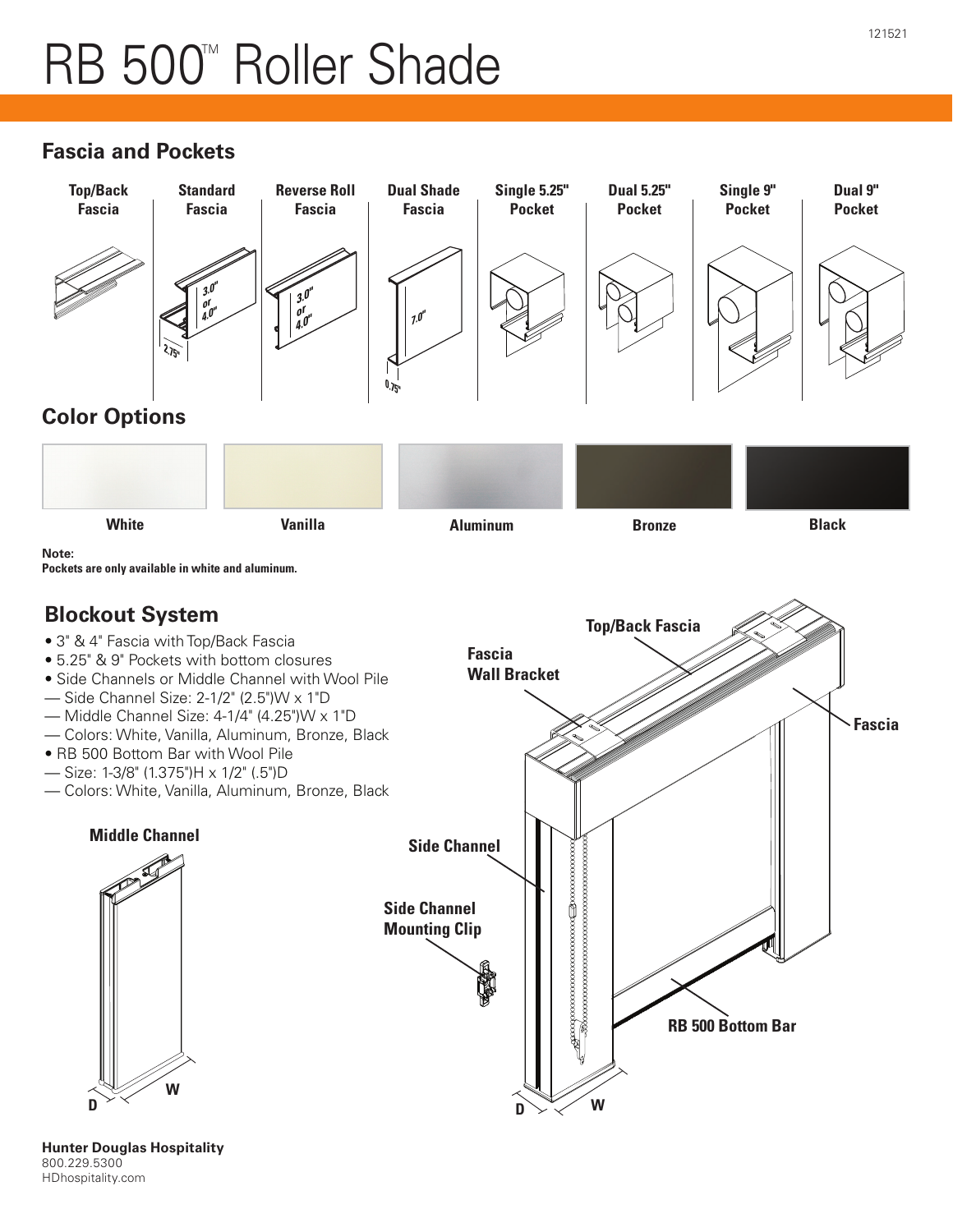# RB 500™ Roller Shade

## Fascia and Pockets

Top/Back Fascia

Standard Fascia

3.0" or 4.0"

2.75"

Reverse Roll Fascia

3.0" or 4.0"

Dual Shade Fascia

7.0"

0.75"

Single 5.25" Pocket

Dual 5.25" Pocket

Single 9" Pocket

Dual 9" Pocket

## Color Options

White

Vanilla

Aluminum

Bronze

Black

**Note:**
**Pockets are only available in white and aluminum.**

## Blockout System

- 3" & 4" Fascia with Top/Back Fascia
- 5.25" & 9" Pockets with bottom closures
- Side Channels or Middle Channel with Wool Pile
  - — Side Channel Size: 2-1/2" (2.5")W x 1"D
  - — Middle Channel Size: 4-1/4" (4.25")W x 1"D
  - — Colors: White, Vanilla, Aluminum, Bronze, Black
- RB 500 Bottom Bar with Wool Pile
  - — Size: 1-3/8" (1.375")H x 1/2" (.5")D
  - — Colors: White, Vanilla, Aluminum, Bronze, Black

Middle Channel

D

W

Top/Back Fascia

Fascia Wall Bracket

Fascia

Side Channel

Side Channel Mounting Clip

RB 500 Bottom Bar

D

W

**Hunter Douglas Hospitality**
800.229.5300
HDhospitality.com